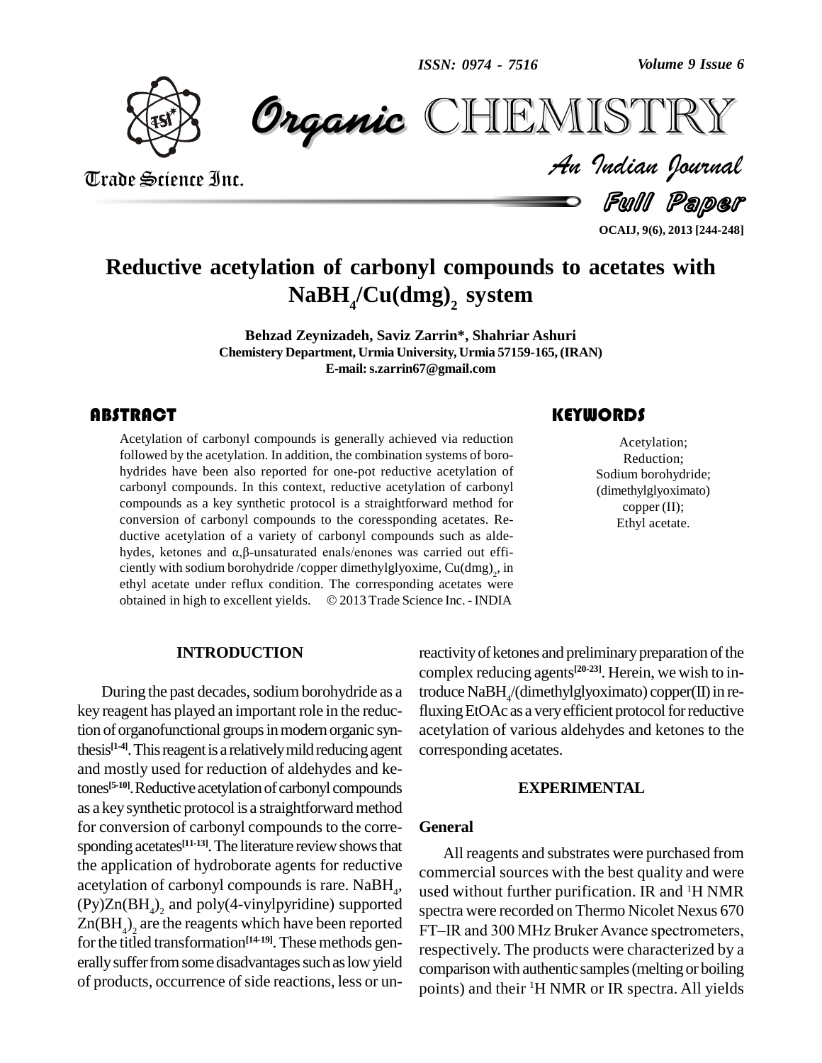# Reductive acetylation of carbonyl compounds to acetates with $NaBH_4/Cu(dmg)_2$ system

**Behzad Zeynizadeh, Saviz Zarrin\*, Shahriar Ashuri**

**Chemistery Department, Urmia University, Urmia 57159-165, (IRAN)**

**E-mail: s.zarrin67@gmail.com**

## ABSTRACT

Acetylation of carbonyl compounds is generally achieved via reduction followed by the acetylation. In addition, the combination systems of borohydrides have been also reported for one-pot reductive acetylation of carbonyl compounds. In this context, reductive acetylation of carbonyl compounds as a key synthetic protocol is a straightforward method for conversion of carbonyl compounds to the coressponding acetates. Reductive acetylation of a variety of carbonyl compounds such as aldehydes, ketones and α,β-unsaturated enals/enones was carried out efficiently with sodium borohydride /copper dimethylglyoxime, $Cu(dmg)_2$, in ethyl acetate under reflux condition. The corresponding acetates were obtained in high to excellent yields. © 2013 Trade Science Inc. - INDIA

## KEYWORDS

Acetylation;
Reduction;
Sodium borohydride;
(dimethylglyoximato) copper (II);
Ethyl acetate.

## INTRODUCTION

During the past decades, sodium borohydride as a key reagent has played an important role in the reduction of organofunctional groups in modern organic synthesis[1-4]. This reagent is a relatively mild reducing agent and mostly used for reduction of aldehydes and ketones[5-10]. Reductive acetylation of carbonyl compounds as a key synthetic protocol is a straightforward method for conversion of carbonyl compounds to the corresponding acetates[11-13]. The literature review shows that the application of hydroborate agents for reductive acetylation of carbonyl compounds is rare. $NaBH_4$, $(Py)Zn(BH_4)_2$ and poly(4-vinylpyridine) supported $Zn(BH_4)_2$ are the reagents which have been reported for the titled transformation[14-19]. These methods generally suffer from some disadvantages such as low yield of products, occurrence of side reactions, less or unreactivity of ketones and preliminary preparation of the complex reducing agents[20-23]. Herein, we wish to introduce $NaBH_4$/(dimethylglyoximato) copper(II) in refluxing EtOAc as a very efficient protocol for reductive acetylation of various aldehydes and ketones to the corresponding acetates.

## EXPERIMENTAL

### General

All reagents and substrates were purchased from commercial sources with the best quality and were used without further purification. IR and $^1$H NMR spectra were recorded on Thermo Nicolet Nexus 670 FT–IR and 300 MHz Bruker Avance spectrometers, respectively. The products were characterized by a comparison with authentic samples (melting or boiling points) and their $^1$H NMR or IR spectra. All yields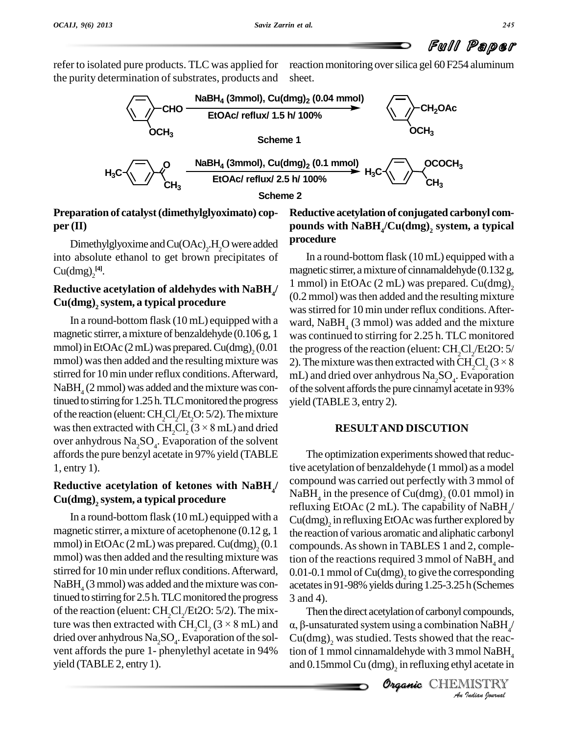refer to isolated pure products. TLC was applied for the purity determination of substrates, products and reaction monitoring over silica gel 60 F254 aluminum sheet.

$$\text{2-}CH_3O\text{-}C_6H_4\text{-}CHO \xrightarrow[\text{EtOAc/ reflux/ 1.5 h/ 100\%}]{NaBH_4\ (3mmol),\ Cu(dmg)_2\ (0.04\ mmol)} \text{2-}CH_3O\text{-}C_6H_4\text{-}CH_2OAc$$

Scheme 1

$$\text{4-}H_3C\text{-}C_6H_4\text{-}C(O)CH_3 \xrightarrow[\text{EtOAc/ reflux/ 2.5 h/ 100\%}]{NaBH_4\ (3mmol),\ Cu(dmg)_2\ (0.1\ mmol)} \text{4-}H_3C\text{-}C_6H_4\text{-}CH(OCOCH_3)CH_3$$

Scheme 2

### Preparation of catalyst (dimethylglyoximato) copper (II)

Dimethylglyoxime and $Cu(OAc)_2.H_2O$ were added into absolute ethanol to get brown precipitates of $Cu(dmg)_2$[4].

### Reductive acetylation of aldehydes with $NaBH_4$/ $Cu(dmg)_2$ system, a typical procedure

In a round-bottom flask (10 mL) equipped with a magnetic stirrer, a mixture of benzaldehyde (0.106 g, 1 mmol) in EtOAc (2 mL) was prepared. $Cu(dmg)_2$ (0.01 mmol) was then added and the resulting mixture was stirred for 10 min under reflux conditions. Afterward, $NaBH_4$ (2 mmol) was added and the mixture was continued to stirring for 1.25 h. TLC monitored the progress of the reaction (eluent: $CH_2Cl_2/Et_2O$: 5/2). The mixture was then extracted with $CH_2Cl_2$ ($3 \times 8$ mL) and dried over anhydrous $Na_2SO_4$. Evaporation of the solvent affords the pure benzyl acetate in 97% yield (TABLE 1, entry 1).

### Reductive acetylation of ketones with $NaBH_4$/ $Cu(dmg)_2$ system, a typical procedure

In a round-bottom flask (10 mL) equipped with a magnetic stirrer, a mixture of acetophenone (0.12 g, 1 mmol) in EtOAc (2 mL) was prepared. $Cu(dmg)_2$ (0.1 mmol) was then added and the resulting mixture was stirred for 10 min under reflux conditions. Afterward, $NaBH_4$ (3 mmol) was added and the mixture was continued to stirring for 2.5 h. TLC monitored the progress of the reaction (eluent: $CH_2Cl_2$/Et2O: 5/2). The mixture was then extracted with $CH_2Cl_2$ ($3 \times 8$ mL) and dried over anhydrous $Na_2SO_4$. Evaporation of the solvent affords the pure 1- phenylethyl acetate in 94% yield (TABLE 2, entry 1).

### Reductive acetylation of conjugated carbonyl compounds with $NaBH_4$/$Cu(dmg)_2$ system, a typical procedure

In a round-bottom flask (10 mL) equipped with a magnetic stirrer, a mixture of cinnamaldehyde (0.132 g, 1 mmol) in EtOAc (2 mL) was prepared. $Cu(dmg)_2$ (0.2 mmol) was then added and the resulting mixture was stirred for 10 min under reflux conditions. Afterward, $NaBH_4$ (3 mmol) was added and the mixture was continued to stirring for 2.25 h. TLC monitored the progress of the reaction (eluent: $CH_2Cl_2$/Et2O: 5/2). The mixture was then extracted with $CH_2Cl_2$ ($3 \times 8$ mL) and dried over anhydrous $Na_2SO_4$. Evaporation of the solvent affords the pure cinnamyl acetate in 93% yield (TABLE 3, entry 2).

## RESULT AND DISCUTION

The optimization experiments showed that reductive acetylation of benzaldehyde (1 mmol) as a model compound was carried out perfectly with 3 mmol of $NaBH_4$ in the presence of $Cu(dmg)_2$ (0.01 mmol) in refluxing EtOAc (2 mL). The capability of $NaBH_4$/ $Cu(dmg)_2$ in refluxing EtOAc was further explored by the reaction of various aromatic and aliphatic carbonyl compounds. As shown in TABLES 1 and 2, completion of the reactions required 3 mmol of $NaBH_4$ and 0.01-0.1 mmol of $Cu(dmg)_2$ to give the corresponding acetates in 91-98% yields during 1.25-3.25 h (Schemes 3 and 4).

Then the direct acetylation of carbonyl compounds, α, β-unsaturated system using a combination $NaBH_4$/ $Cu(dmg)_2$ was studied. Tests showed that the reaction of 1 mmol cinnamaldehyde with 3 mmol $NaBH_4$ and 0.15mmol Cu $(dmg)_2$ in refluxing ethyl acetate in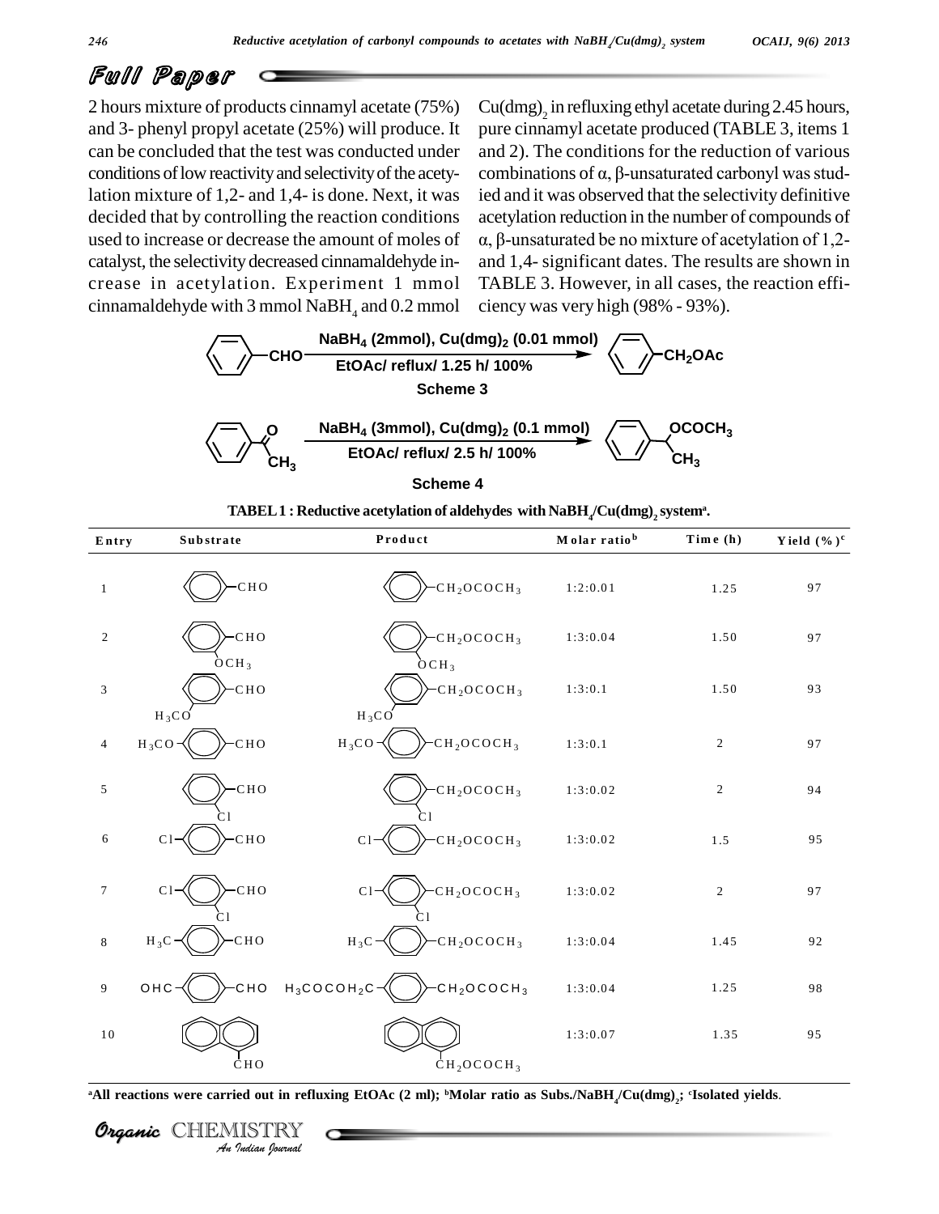2 hours mixture of products cinnamyl acetate (75%) and 3- phenyl propyl acetate (25%) will produce. It can be concluded that the test was conducted under conditions of low reactivity and selectivity of the acetylation mixture of 1,2- and 1,4- is done. Next, it was decided that by controlling the reaction conditions used to increase or decrease the amount of moles of catalyst, the selectivity decreased cinnamaldehyde increase in acetylation. Experiment 1 mmol cinnamaldehyde with 3 mmol $NaBH_4$ and 0.2 mmol $Cu(dmg)_2$ in refluxing ethyl acetate during 2.45 hours, pure cinnamyl acetate produced (TABLE 3, items 1 and 2). The conditions for the reduction of various combinations of α, β-unsaturated carbonyl was studied and it was observed that the selectivity definitive acetylation reduction in the number of compounds of α, β-unsaturated be no mixture of acetylation of 1,2- and 1,4- significant dates. The results are shown in TABLE 3. However, in all cases, the reaction efficiency was very high (98% - 93%).

PhCHO → PhCH$_2$OAc; $NaBH_4$ (2mmol), $Cu(dmg)_2$ (0.01 mmol), EtOAc/ reflux/ 1.25 h/ 100%

**Scheme 3**

PhCOCH$_3$ → PhCH(OCOCH$_3$)CH$_3$; $NaBH_4$ (3mmol), $Cu(dmg)_2$ (0.1 mmol), EtOAc/ reflux/ 2.5 h/ 100%

**Scheme 4**

**TABEL 1 : Reductive acetylation of aldehydes with $NaBH_4$/$Cu(dmg)_2$ system[a].**

| Entry | Substrate | Product | Molar ratio[b] | Time (h) | Yield (%)[c] |
|---|---|---|---|---|---|
| 1 | C$_6$H$_5$CHO | C$_6$H$_5$CH$_2$OCOCH$_3$ | 1:2:0.01 | 1.25 | 97 |
| 2 | 2-OCH$_3$C$_6$H$_4$CHO | 2-OCH$_3$C$_6$H$_4$CH$_2$OCOCH$_3$ | 1:3:0.04 | 1.50 | 97 |
| 3 | 3-H$_3$COC$_6$H$_4$CHO | 3-H$_3$COC$_6$H$_4$CH$_2$OCOCH$_3$ | 1:3:0.1 | 1.50 | 93 |
| 4 | 4-H$_3$COC$_6$H$_4$CHO | 4-H$_3$COC$_6$H$_4$CH$_2$OCOCH$_3$ | 1:3:0.1 | 2 | 97 |
| 5 | 2-ClC$_6$H$_4$CHO | 2-ClC$_6$H$_4$CH$_2$OCOCH$_3$ | 1:3:0.02 | 2 | 94 |
| 6 | 4-ClC$_6$H$_4$CHO | 4-ClC$_6$H$_4$CH$_2$OCOCH$_3$ | 1:3:0.02 | 1.5 | 95 |
| 7 | 2,4-Cl$_2$C$_6$H$_3$CHO | 2,4-Cl$_2$C$_6$H$_3$CH$_2$OCOCH$_3$ | 1:3:0.02 | 2 | 97 |
| 8 | 4-H$_3$CC$_6$H$_4$CHO | 4-H$_3$CC$_6$H$_4$CH$_2$OCOCH$_3$ | 1:3:0.04 | 1.45 | 92 |
| 9 | OHC-C$_6$H$_4$-CHO | H$_3$COCOH$_2$C-C$_6$H$_4$-CH$_2$OCOCH$_3$ | 1:3:0.04 | 1.25 | 98 |
| 10 | 1-Naphthaldehyde (C$_{10}$H$_7$CHO) | C$_{10}$H$_7$CH$_2$OCOCH$_3$ | 1:3:0.07 | 1.35 | 95 |

[a]All reactions were carried out in refluxing EtOAc (2 ml); [b]Molar ratio as Subs./$NaBH_4$/$Cu(dmg)_2$; [c]Isolated yields.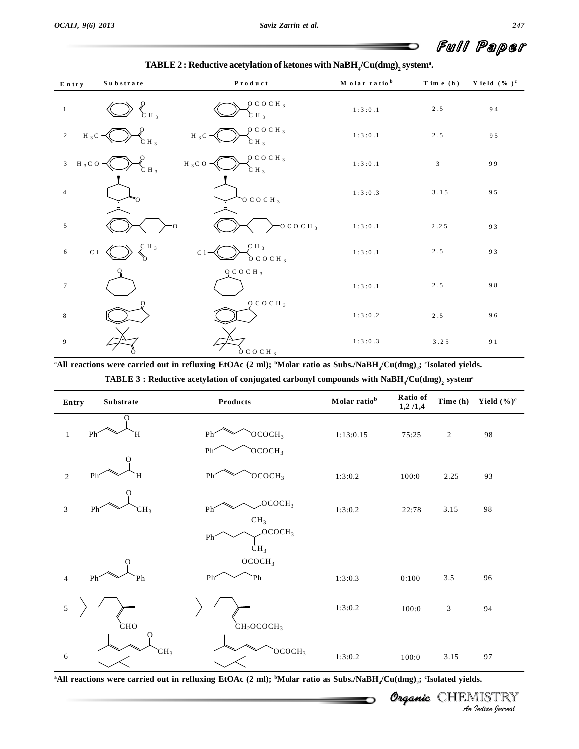**TABLE 2 : Reductive acetylation of ketones with $NaBH_4$/Cu(dmg)$_2$ system[a].**

| Entry | Substrate | Product | Molar ratio[b] | Time (h) | Yield (%)[c] |
|---|---|---|---|---|---|
| 1 | $C_6H_5COCH_3$ | $C_6H_5CH(OCOCH_3)CH_3$ | 1:3:0.1 | 2.5 | 94 |
| 2 | $H_3C-C_6H_4COCH_3$ | $H_3C-C_6H_4CH(OCOCH_3)CH_3$ | 1:3:0.1 | 2.5 | 95 |
| 3 | $H_3CO-C_6H_4COCH_3$ | $H_3CO-C_6H_4CH(OCOCH_3)CH_3$ | 1:3:0.1 | 3 | 99 |
| 4 | Menthone | Menthyl acetate ($OCOCH_3$) | 1:3:0.3 | 3.15 | 95 |
| 5 | 4-Phenylcyclohexanone | 4-Phenylcyclohexyl acetate ($OCOCH_3$) | 1:3:0.1 | 2.25 | 93 |
| 6 | $Cl-C_6H_4COCH_3$ | $Cl-C_6H_4CH(CH_3)OCOCH_3$ | 1:3:0.1 | 2.5 | 93 |
| 7 | Cycloheptanone | Cycloheptyl acetate ($OCOCH_3$) | 1:3:0.1 | 2.5 | 98 |
| 8 | 1-Indanone | 1-Indanyl acetate ($OCOCH_3$) | 1:3:0.2 | 2.5 | 96 |
| 9 | Camphor | Bornyl acetate ($OCOCH_3$) | 1:3:0.3 | 3.25 | 91 |

[a]All reactions were carried out in refluxing EtOAc (2 ml); [b]Molar ratio as Subs./$NaBH_4$/Cu(dmg)$_2$; [c]Isolated yields.

**TABLE 3 : Reductive acetylation of conjugated carbonyl compounds with $NaBH_4$/Cu(dmg)$_2$ system[a]**

| Entry | Substrate | Products | Molar ratio[b] | Ratio of 1,2 /1,4 | Time (h) | Yield (%)[c] |
|---|---|---|---|---|---|---|
| 1 | PhCH=CHCHO | PhCH=CHCH$_2$OCOCH$_3$; PhCH$_2$CH$_2$CH$_2$OCOCH$_3$ | 1:13:0.15 | 75:25 | 2 | 98 |
| 2 | PhCH=CHCHO | PhCH=CHCH$_2$OCOCH$_3$ | 1:3:0.2 | 100:0 | 2.25 | 93 |
| 3 | PhCH=CHCOCH$_3$ | PhCH=CHCH(CH$_3$)OCOCH$_3$; PhCH$_2$CH$_2$CH(CH$_3$)OCOCH$_3$ | 1:3:0.2 | 22:78 | 3.15 | 98 |
| 4 | PhCH=CHCOPh | PhCH$_2$CH$_2$CH(OCOCH$_3$)Ph | 1:3:0.3 | 0:100 | 3.5 | 96 |
| 5 | Citral (CHO) | Geranyl/neryl acetate (CH$_2$OCOCH$_3$) | 1:3:0.2 | 100:0 | 3 | 94 |
| 6 | β-Ionone (COCH$_3$) | Allylic acetate (OCOCH$_3$) | 1:3:0.2 | 100:0 | 3.15 | 97 |

[a]All reactions were carried out in refluxing EtOAc (2 ml); [b]Molar ratio as Subs./$NaBH_4$/Cu(dmg)$_2$; [c]Isolated yields.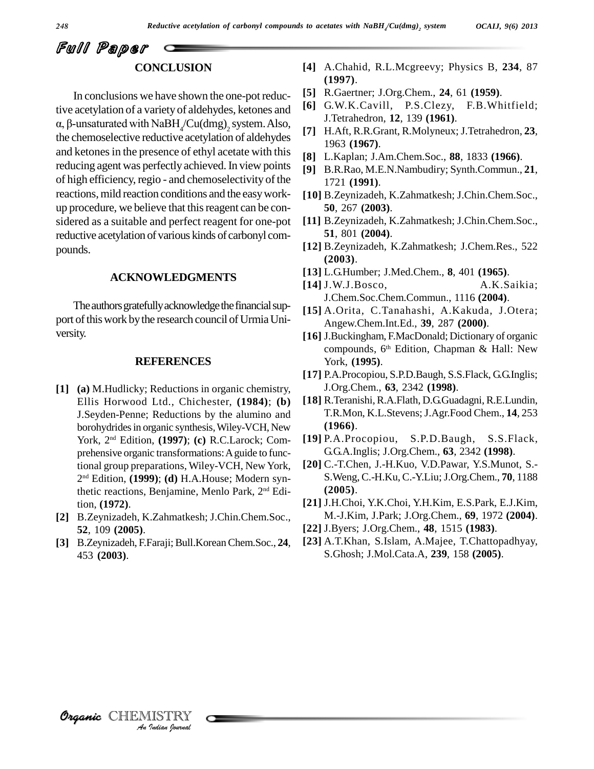## CONCLUSION

In conclusions we have shown the one-pot reductive acetylation of a variety of aldehydes, ketones and α, β-unsaturated with $NaBH_4/Cu(dmg)_2$ system. Also, the chemoselective reductive acetylation of aldehydes and ketones in the presence of ethyl acetate with this reducing agent was perfectly achieved. In view points of high efficiency, regio - and chemoselectivity of the reactions, mild reaction conditions and the easy work-up procedure, we believe that this reagent can be considered as a suitable and perfect reagent for one-pot reductive acetylation of various kinds of carbonyl compounds.

## ACKNOWLEDGMENTS

The authors gratefully acknowledge the financial support of this work by the research council of Urmia University.

## REFERENCES

**[1]** **(a)** M.Hudlicky; Reductions in organic chemistry, Ellis Horwood Ltd., Chichester, **(1984)**; **(b)** J.Seyden-Penne; Reductions by the alumino and borohydrides in organic synthesis, Wiley-VCH, New York, 2nd Edition, **(1997)**; **(c)** R.C.Larock; Comprehensive organic transformations: A guide to functional group preparations, Wiley-VCH, New York, 2nd Edition, **(1999)**; **(d)** H.A.House; Modern synthetic reactions, Benjamine, Menlo Park, 2nd Edition, **(1972)**.

**[2]** B.Zeynizadeh, K.Zahmatkesh; J.Chin.Chem.Soc., **52**, 109 **(2005)**.

**[3]** B.Zeynizadeh, F.Faraji; Bull.Korean Chem.Soc., **24**, 453 **(2003)**.

**[4]** A.Chahid, R.L.Mcgreevy; Physics B, **234**, 87 **(1997)**.

**[5]** R.Gaertner; J.Org.Chem., **24**, 61 **(1959)**.

**[6]** G.W.K.Cavill, P.S.Clezy, F.B.Whitfield; J.Tetrahedron, **12**, 139 **(1961)**.

**[7]** H.Aft, R.R.Grant, R.Molyneux; J.Tetrahedron, **23**, 1963 **(1967)**.

**[8]** L.Kaplan; J.Am.Chem.Soc., **88**, 1833 **(1966)**.

**[9]** B.R.Rao, M.E.N.Nambudiry; Synth.Commun., **21**, 1721 **(1991)**.

**[10]** B.Zeynizadeh, K.Zahmatkesh; J.Chin.Chem.Soc., **50**, 267 **(2003)**.

**[11]** B.Zeynizadeh, K.Zahmatkesh; J.Chin.Chem.Soc., **51**, 801 **(2004)**.

**[12]** B.Zeynizadeh, K.Zahmatkesh; J.Chem.Res., 522 **(2003)**.

**[13]** L.G.Humber; J.Med.Chem., **8**, 401 **(1965)**.

**[14]** J.W.J.Bosco, A.K.Saikia; J.Chem.Soc.Chem.Commun., 1116 **(2004)**.

**[15]** A.Orita, C.Tanahashi, A.Kakuda, J.Otera; Angew.Chem.Int.Ed., **39**, 287 **(2000)**.

**[16]** J.Buckingham, F.MacDonald; Dictionary of organic compounds, 6th Edition, Chapman & Hall: New York, **(1995)**.

**[17]** P.A.Procopiou, S.P.D.Baugh, S.S.Flack, G.G.Inglis; J.Org.Chem., **63**, 2342 **(1998)**.

**[18]** R.Teranishi, R.A.Flath, D.G.Guadagni, R.E.Lundin, T.R.Mon, K.L.Stevens; J.Agr.Food Chem., **14**, 253 **(1966)**.

**[19]** P.A.Procopiou, S.P.D.Baugh, S.S.Flack, G.G.A.Inglis; J.Org.Chem., **63**, 2342 **(1998)**.

**[20]** C.-T.Chen, J.-H.Kuo, V.D.Pawar, Y.S.Munot, S.-S.Weng, C.-H.Ku, C.-Y.Liu; J.Org.Chem., **70**, 1188 **(2005)**.

**[21]** J.H.Choi, Y.K.Choi, Y.H.Kim, E.S.Park, E.J.Kim, M.-J.Kim, J.Park; J.Org.Chem., **69**, 1972 **(2004)**.

**[22]** J.Byers; J.Org.Chem., **48**, 1515 **(1983)**.

**[23]** A.T.Khan, S.Islam, A.Majee, T.Chattopadhyay, S.Ghosh; J.Mol.Cata.A, **239**, 158 **(2005)**.